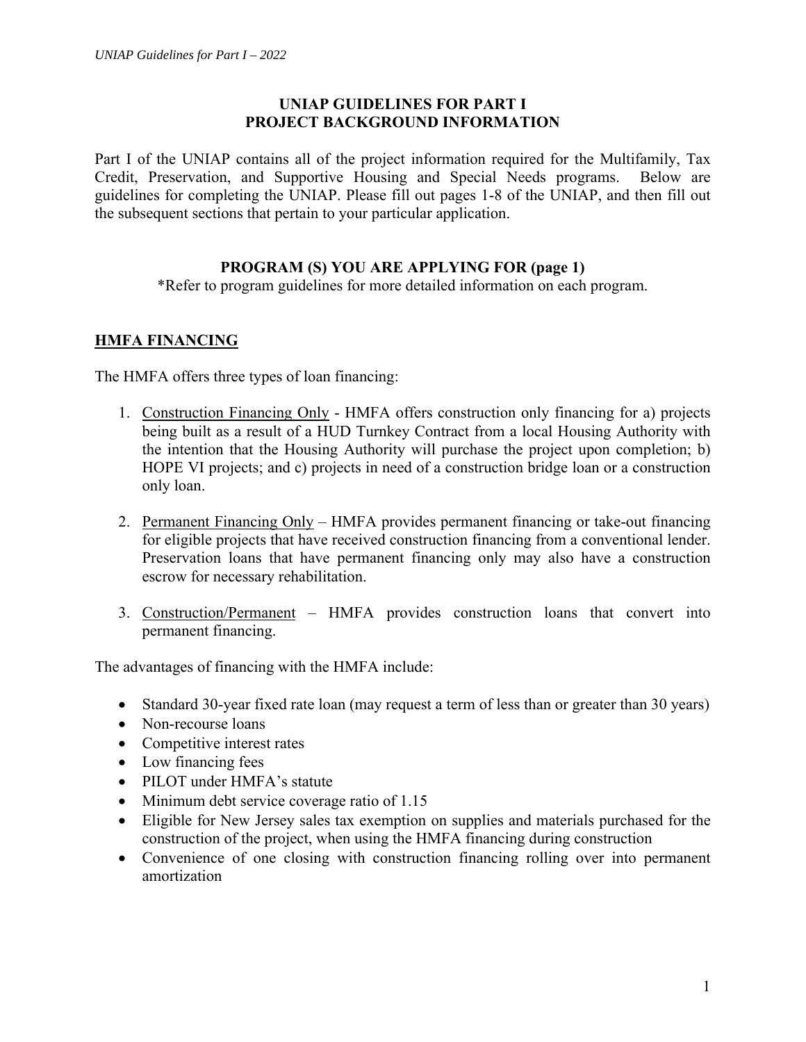# UNIAP GUIDELINES FOR PART I
# PROJECT BACKGROUND INFORMATION

Part I of the UNIAP contains all of the project information required for the Multifamily, Tax Credit, Preservation, and Supportive Housing and Special Needs programs. Below are guidelines for completing the UNIAP. Please fill out pages 1-8 of the UNIAP, and then fill out the subsequent sections that pertain to your particular application.

## PROGRAM (S) YOU ARE APPLYING FOR (page 1)

*Refer to program guidelines for more detailed information on each program.

## HMFA FINANCING

The HMFA offers three types of loan financing:

1. Construction Financing Only - HMFA offers construction only financing for a) projects being built as a result of a HUD Turnkey Contract from a local Housing Authority with the intention that the Housing Authority will purchase the project upon completion; b) HOPE VI projects; and c) projects in need of a construction bridge loan or a construction only loan.
2. Permanent Financing Only – HMFA provides permanent financing or take-out financing for eligible projects that have received construction financing from a conventional lender. Preservation loans that have permanent financing only may also have a construction escrow for necessary rehabilitation.
3. Construction/Permanent – HMFA provides construction loans that convert into permanent financing.

The advantages of financing with the HMFA include:

- Standard 30-year fixed rate loan (may request a term of less than or greater than 30 years)
- Non-recourse loans
- Competitive interest rates
- Low financing fees
- PILOT under HMFA's statute
- Minimum debt service coverage ratio of 1.15
- Eligible for New Jersey sales tax exemption on supplies and materials purchased for the construction of the project, when using the HMFA financing during construction
- Convenience of one closing with construction financing rolling over into permanent amortization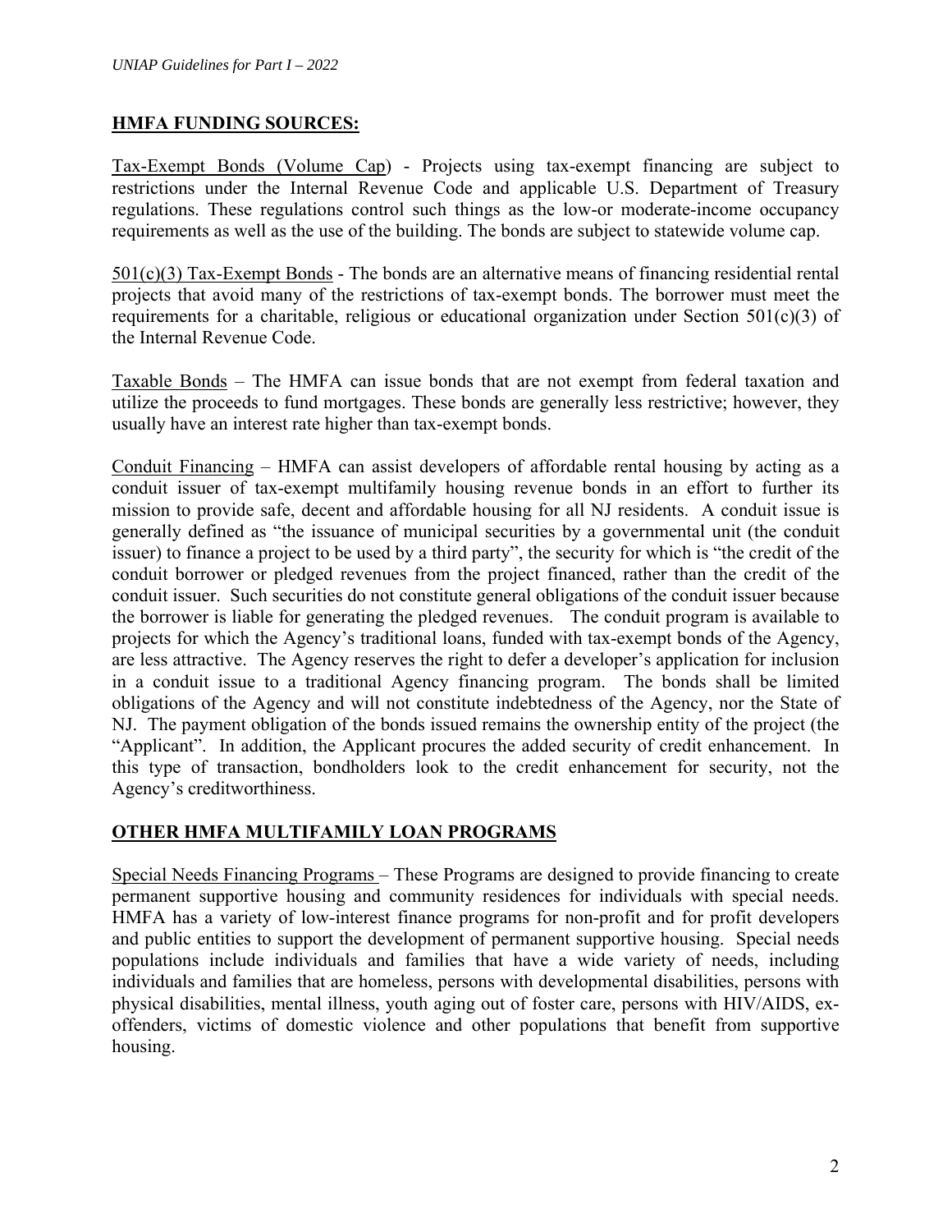## HMFA FUNDING SOURCES:

Tax-Exempt Bonds (Volume Cap) - Projects using tax-exempt financing are subject to restrictions under the Internal Revenue Code and applicable U.S. Department of Treasury regulations. These regulations control such things as the low-or moderate-income occupancy requirements as well as the use of the building. The bonds are subject to statewide volume cap.

501(c)(3) Tax-Exempt Bonds - The bonds are an alternative means of financing residential rental projects that avoid many of the restrictions of tax-exempt bonds. The borrower must meet the requirements for a charitable, religious or educational organization under Section 501(c)(3) of the Internal Revenue Code.

Taxable Bonds – The HMFA can issue bonds that are not exempt from federal taxation and utilize the proceeds to fund mortgages. These bonds are generally less restrictive; however, they usually have an interest rate higher than tax-exempt bonds.

Conduit Financing – HMFA can assist developers of affordable rental housing by acting as a conduit issuer of tax-exempt multifamily housing revenue bonds in an effort to further its mission to provide safe, decent and affordable housing for all NJ residents. A conduit issue is generally defined as "the issuance of municipal securities by a governmental unit (the conduit issuer) to finance a project to be used by a third party", the security for which is "the credit of the conduit borrower or pledged revenues from the project financed, rather than the credit of the conduit issuer. Such securities do not constitute general obligations of the conduit issuer because the borrower is liable for generating the pledged revenues. The conduit program is available to projects for which the Agency's traditional loans, funded with tax-exempt bonds of the Agency, are less attractive. The Agency reserves the right to defer a developer's application for inclusion in a conduit issue to a traditional Agency financing program. The bonds shall be limited obligations of the Agency and will not constitute indebtedness of the Agency, nor the State of NJ. The payment obligation of the bonds issued remains the ownership entity of the project (the "Applicant". In addition, the Applicant procures the added security of credit enhancement. In this type of transaction, bondholders look to the credit enhancement for security, not the Agency's creditworthiness.

## OTHER HMFA MULTIFAMILY LOAN PROGRAMS

Special Needs Financing Programs – These Programs are designed to provide financing to create permanent supportive housing and community residences for individuals with special needs. HMFA has a variety of low-interest finance programs for non-profit and for profit developers and public entities to support the development of permanent supportive housing. Special needs populations include individuals and families that have a wide variety of needs, including individuals and families that are homeless, persons with developmental disabilities, persons with physical disabilities, mental illness, youth aging out of foster care, persons with HIV/AIDS, ex-offenders, victims of domestic violence and other populations that benefit from supportive housing.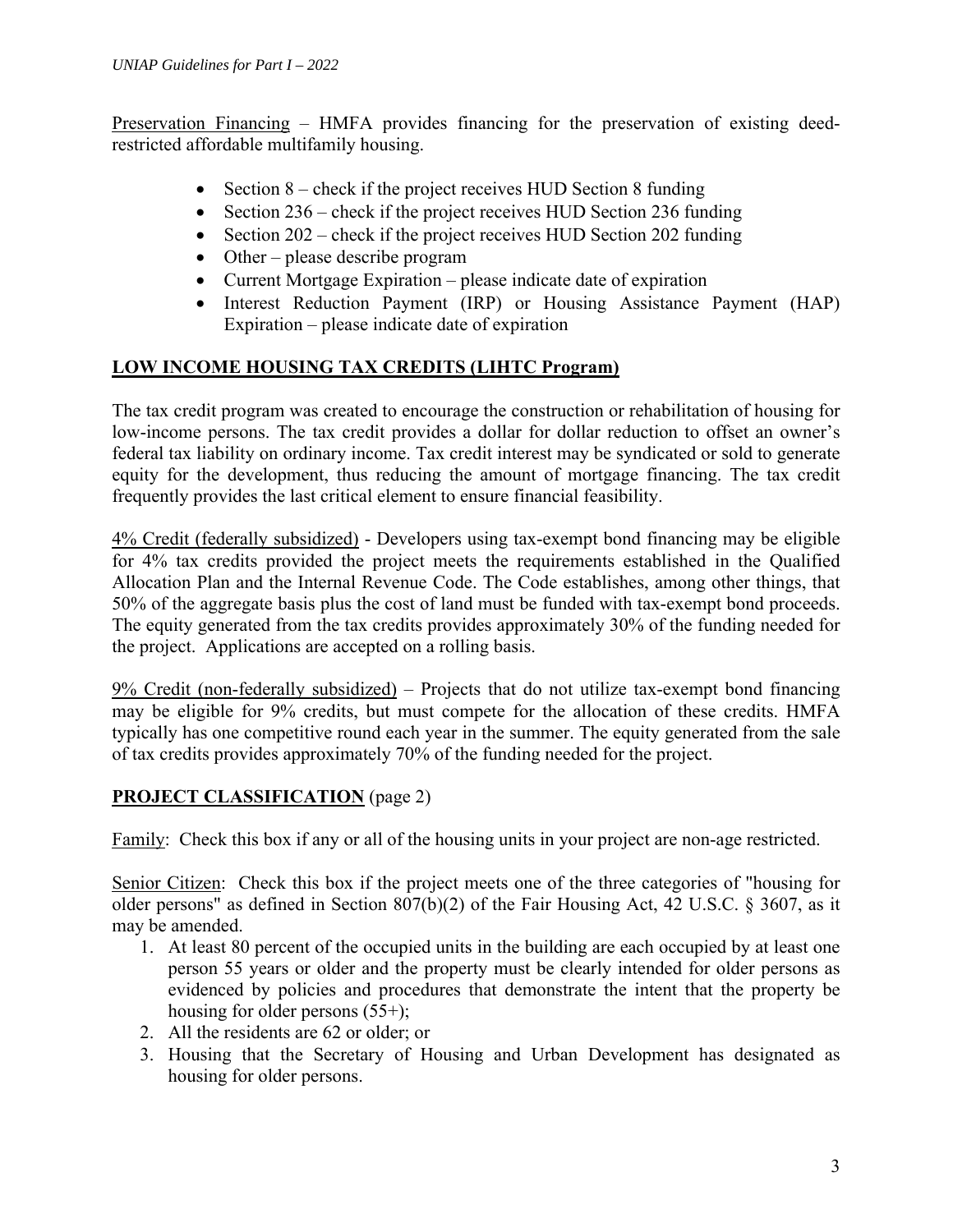Preservation Financing – HMFA provides financing for the preservation of existing deed-restricted affordable multifamily housing.

- Section 8 – check if the project receives HUD Section 8 funding
- Section 236 – check if the project receives HUD Section 236 funding
- Section 202 – check if the project receives HUD Section 202 funding
- Other – please describe program
- Current Mortgage Expiration – please indicate date of expiration
- Interest Reduction Payment (IRP) or Housing Assistance Payment (HAP) Expiration – please indicate date of expiration

## LOW INCOME HOUSING TAX CREDITS (LIHTC Program)

The tax credit program was created to encourage the construction or rehabilitation of housing for low-income persons. The tax credit provides a dollar for dollar reduction to offset an owner's federal tax liability on ordinary income. Tax credit interest may be syndicated or sold to generate equity for the development, thus reducing the amount of mortgage financing. The tax credit frequently provides the last critical element to ensure financial feasibility.

4% Credit (federally subsidized) - Developers using tax-exempt bond financing may be eligible for 4% tax credits provided the project meets the requirements established in the Qualified Allocation Plan and the Internal Revenue Code. The Code establishes, among other things, that 50% of the aggregate basis plus the cost of land must be funded with tax-exempt bond proceeds. The equity generated from the tax credits provides approximately 30% of the funding needed for the project. Applications are accepted on a rolling basis.

9% Credit (non-federally subsidized) – Projects that do not utilize tax-exempt bond financing may be eligible for 9% credits, but must compete for the allocation of these credits. HMFA typically has one competitive round each year in the summer. The equity generated from the sale of tax credits provides approximately 70% of the funding needed for the project.

## PROJECT CLASSIFICATION (page 2)

Family: Check this box if any or all of the housing units in your project are non-age restricted.

Senior Citizen: Check this box if the project meets one of the three categories of "housing for older persons" as defined in Section 807(b)(2) of the Fair Housing Act, 42 U.S.C. § 3607, as it may be amended.

1. At least 80 percent of the occupied units in the building are each occupied by at least one person 55 years or older and the property must be clearly intended for older persons as evidenced by policies and procedures that demonstrate the intent that the property be housing for older persons (55+);
2. All the residents are 62 or older; or
3. Housing that the Secretary of Housing and Urban Development has designated as housing for older persons.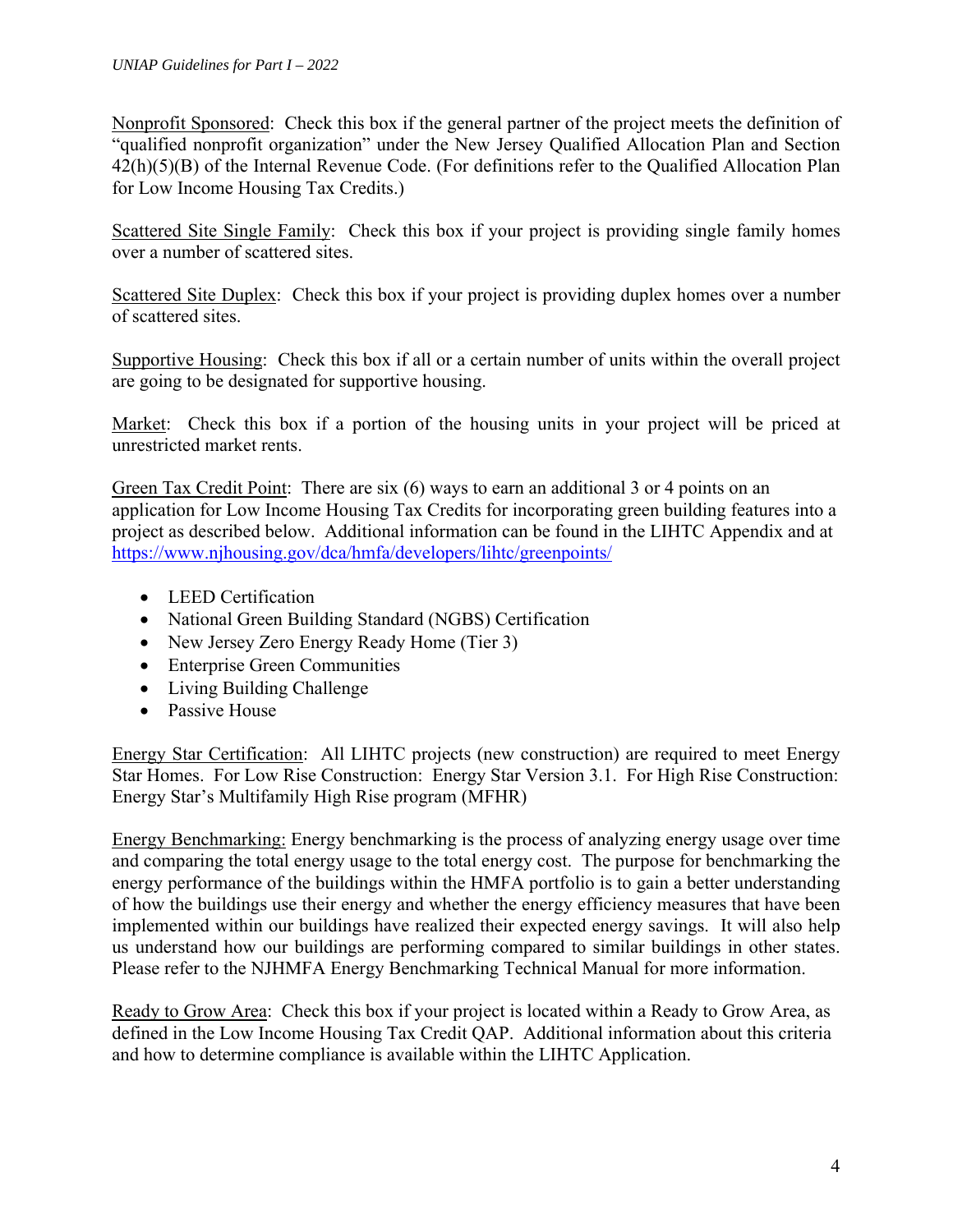Nonprofit Sponsored: Check this box if the general partner of the project meets the definition of "qualified nonprofit organization" under the New Jersey Qualified Allocation Plan and Section 42(h)(5)(B) of the Internal Revenue Code. (For definitions refer to the Qualified Allocation Plan for Low Income Housing Tax Credits.)

Scattered Site Single Family: Check this box if your project is providing single family homes over a number of scattered sites.

Scattered Site Duplex: Check this box if your project is providing duplex homes over a number of scattered sites.

Supportive Housing: Check this box if all or a certain number of units within the overall project are going to be designated for supportive housing.

Market: Check this box if a portion of the housing units in your project will be priced at unrestricted market rents.

Green Tax Credit Point: There are six (6) ways to earn an additional 3 or 4 points on an application for Low Income Housing Tax Credits for incorporating green building features into a project as described below. Additional information can be found in the LIHTC Appendix and at https://www.njhousing.gov/dca/hmfa/developers/lihtc/greenpoints/

- LEED Certification
- National Green Building Standard (NGBS) Certification
- New Jersey Zero Energy Ready Home (Tier 3)
- Enterprise Green Communities
- Living Building Challenge
- Passive House

Energy Star Certification: All LIHTC projects (new construction) are required to meet Energy Star Homes. For Low Rise Construction: Energy Star Version 3.1. For High Rise Construction: Energy Star's Multifamily High Rise program (MFHR)

Energy Benchmarking: Energy benchmarking is the process of analyzing energy usage over time and comparing the total energy usage to the total energy cost. The purpose for benchmarking the energy performance of the buildings within the HMFA portfolio is to gain a better understanding of how the buildings use their energy and whether the energy efficiency measures that have been implemented within our buildings have realized their expected energy savings. It will also help us understand how our buildings are performing compared to similar buildings in other states. Please refer to the NJHMFA Energy Benchmarking Technical Manual for more information.

Ready to Grow Area: Check this box if your project is located within a Ready to Grow Area, as defined in the Low Income Housing Tax Credit QAP. Additional information about this criteria and how to determine compliance is available within the LIHTC Application.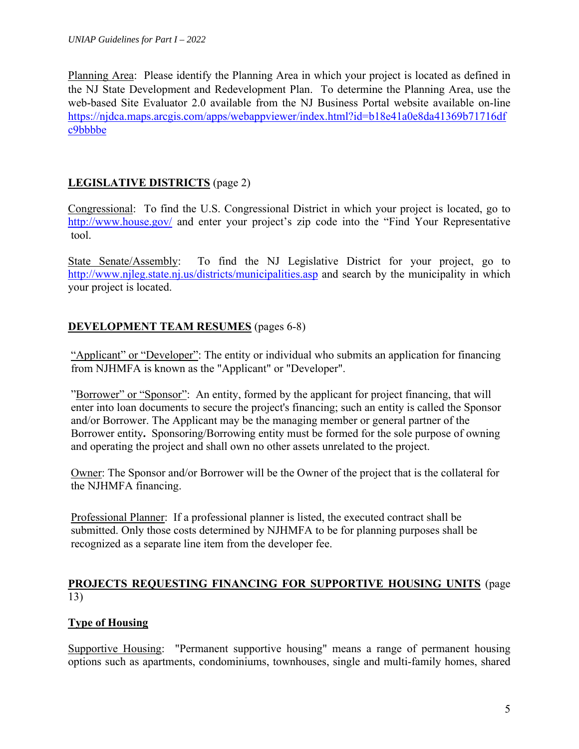Planning Area: Please identify the Planning Area in which your project is located as defined in the NJ State Development and Redevelopment Plan. To determine the Planning Area, use the web-based Site Evaluator 2.0 available from the NJ Business Portal website available on-line https://njdca.maps.arcgis.com/apps/webappviewer/index.html?id=b18e41a0e8da41369b71716dfc9bbbbe

## LEGISLATIVE DISTRICTS (page 2)

Congressional: To find the U.S. Congressional District in which your project is located, go to http://www.house.gov/ and enter your project's zip code into the "Find Your Representative tool.

State Senate/Assembly: To find the NJ Legislative District for your project, go to http://www.njleg.state.nj.us/districts/municipalities.asp and search by the municipality in which your project is located.

## DEVELOPMENT TEAM RESUMES (pages 6-8)

"Applicant" or "Developer": The entity or individual who submits an application for financing from NJHMFA is known as the "Applicant" or "Developer".

"Borrower" or "Sponsor": An entity, formed by the applicant for project financing, that will enter into loan documents to secure the project's financing; such an entity is called the Sponsor and/or Borrower. The Applicant may be the managing member or general partner of the Borrower entity**.** Sponsoring/Borrowing entity must be formed for the sole purpose of owning and operating the project and shall own no other assets unrelated to the project.

Owner: The Sponsor and/or Borrower will be the Owner of the project that is the collateral for the NJHMFA financing.

Professional Planner: If a professional planner is listed, the executed contract shall be submitted. Only those costs determined by NJHMFA to be for planning purposes shall be recognized as a separate line item from the developer fee.

## PROJECTS REQUESTING FINANCING FOR SUPPORTIVE HOUSING UNITS (page 13)

### Type of Housing

Supportive Housing: "Permanent supportive housing" means a range of permanent housing options such as apartments, condominiums, townhouses, single and multi-family homes, shared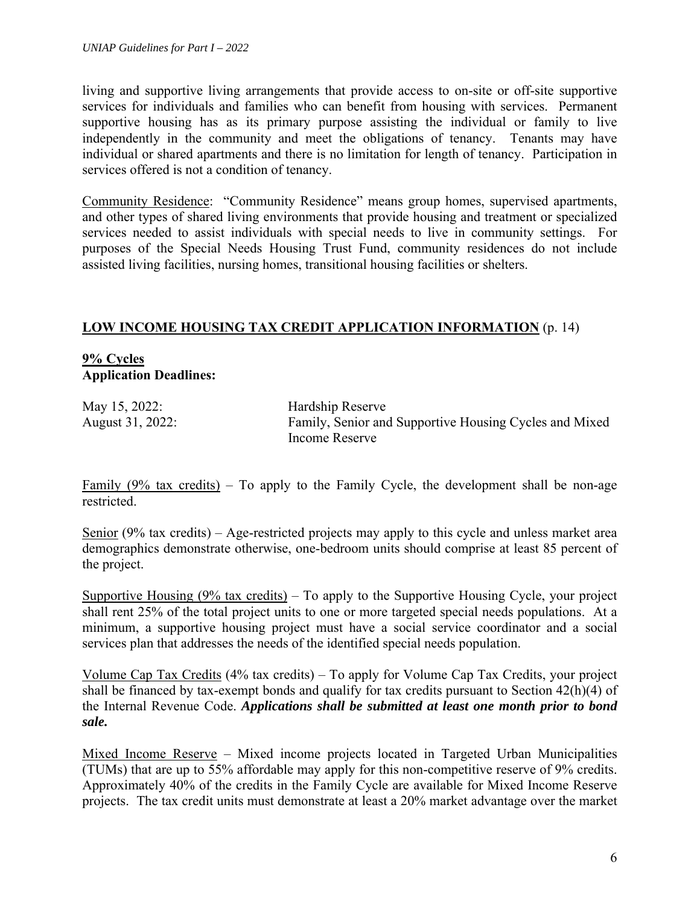living and supportive living arrangements that provide access to on-site or off-site supportive services for individuals and families who can benefit from housing with services. Permanent supportive housing has as its primary purpose assisting the individual or family to live independently in the community and meet the obligations of tenancy. Tenants may have individual or shared apartments and there is no limitation for length of tenancy. Participation in services offered is not a condition of tenancy.

Community Residence: "Community Residence" means group homes, supervised apartments, and other types of shared living environments that provide housing and treatment or specialized services needed to assist individuals with special needs to live in community settings. For purposes of the Special Needs Housing Trust Fund, community residences do not include assisted living facilities, nursing homes, transitional housing facilities or shelters.

## **LOW INCOME HOUSING TAX CREDIT APPLICATION INFORMATION** (p. 14)

**9% Cycles**
**Application Deadlines:**

| | |
|---|---|
| May 15, 2022: | Hardship Reserve |
| August 31, 2022: | Family, Senior and Supportive Housing Cycles and Mixed Income Reserve |

Family (9% tax credits) – To apply to the Family Cycle, the development shall be non-age restricted.

Senior (9% tax credits) – Age-restricted projects may apply to this cycle and unless market area demographics demonstrate otherwise, one-bedroom units should comprise at least 85 percent of the project.

Supportive Housing (9% tax credits) – To apply to the Supportive Housing Cycle, your project shall rent 25% of the total project units to one or more targeted special needs populations. At a minimum, a supportive housing project must have a social service coordinator and a social services plan that addresses the needs of the identified special needs population.

Volume Cap Tax Credits (4% tax credits) – To apply for Volume Cap Tax Credits, your project shall be financed by tax-exempt bonds and qualify for tax credits pursuant to Section 42(h)(4) of the Internal Revenue Code. ***Applications shall be submitted at least one month prior to bond sale.***

Mixed Income Reserve – Mixed income projects located in Targeted Urban Municipalities (TUMs) that are up to 55% affordable may apply for this non-competitive reserve of 9% credits. Approximately 40% of the credits in the Family Cycle are available for Mixed Income Reserve projects. The tax credit units must demonstrate at least a 20% market advantage over the market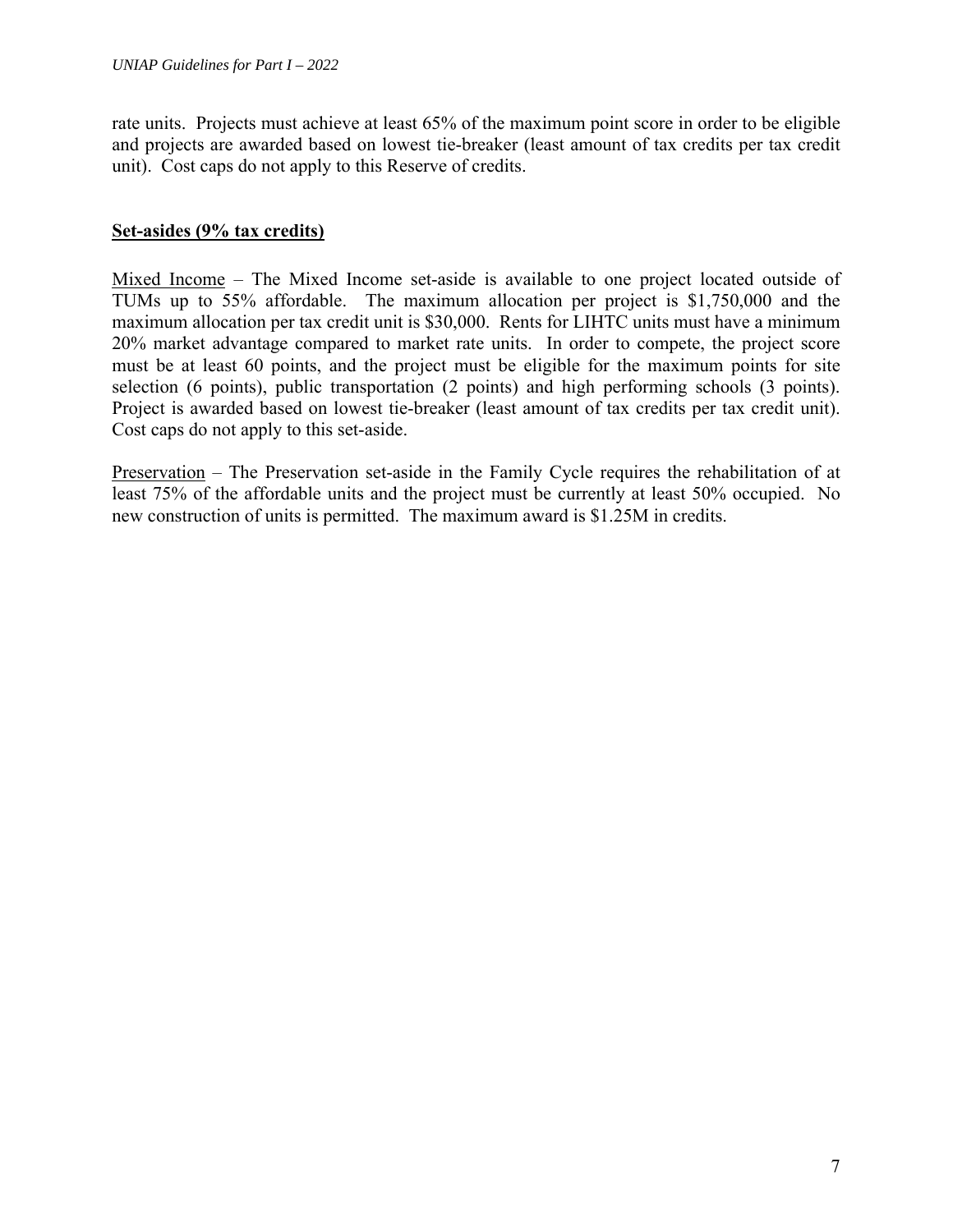rate units. Projects must achieve at least 65% of the maximum point score in order to be eligible and projects are awarded based on lowest tie-breaker (least amount of tax credits per tax credit unit). Cost caps do not apply to this Reserve of credits.

**Set-asides (9% tax credits)**

Mixed Income – The Mixed Income set-aside is available to one project located outside of TUMs up to 55% affordable. The maximum allocation per project is $1,750,000 and the maximum allocation per tax credit unit is $30,000. Rents for LIHTC units must have a minimum 20% market advantage compared to market rate units. In order to compete, the project score must be at least 60 points, and the project must be eligible for the maximum points for site selection (6 points), public transportation (2 points) and high performing schools (3 points). Project is awarded based on lowest tie-breaker (least amount of tax credits per tax credit unit). Cost caps do not apply to this set-aside.

Preservation – The Preservation set-aside in the Family Cycle requires the rehabilitation of at least 75% of the affordable units and the project must be currently at least 50% occupied. No new construction of units is permitted. The maximum award is $1.25M in credits.